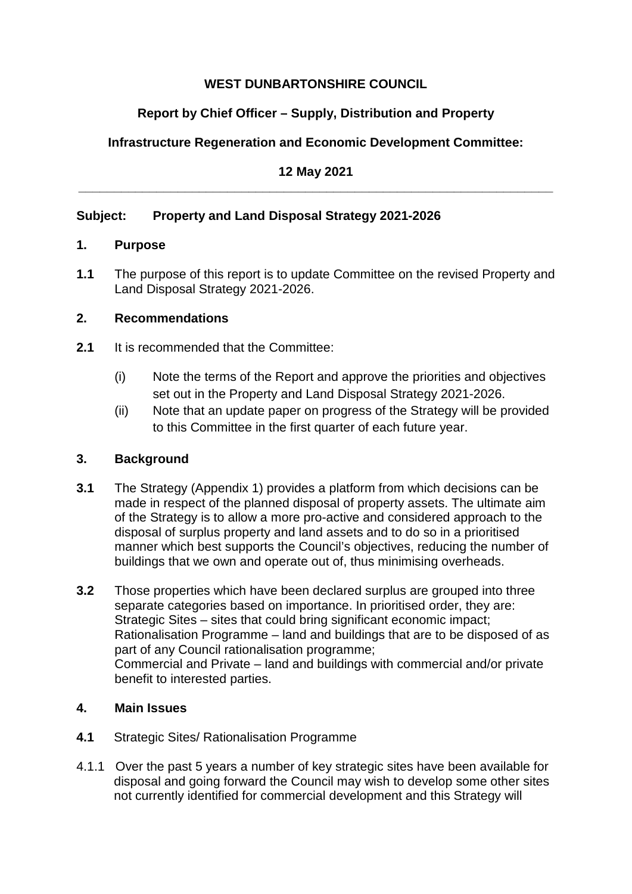**WEST DUNBARTONSHIRE COUNCIL**

**Report by Chief Officer – Supply, Distribution and Property**

**Infrastructure Regeneration and Economic Development Committee:**

**12 May 2021**

---

## Subject: Property and Land Disposal Strategy 2021-2026

## 1. Purpose

**1.1** The purpose of this report is to update Committee on the revised Property and Land Disposal Strategy 2021-2026.

## 2. Recommendations

**2.1** It is recommended that the Committee:

(i) Note the terms of the Report and approve the priorities and objectives set out in the Property and Land Disposal Strategy 2021-2026.

(ii) Note that an update paper on progress of the Strategy will be provided to this Committee in the first quarter of each future year.

## 3. Background

**3.1** The Strategy (Appendix 1) provides a platform from which decisions can be made in respect of the planned disposal of property assets. The ultimate aim of the Strategy is to allow a more pro-active and considered approach to the disposal of surplus property and land assets and to do so in a prioritised manner which best supports the Council's objectives, reducing the number of buildings that we own and operate out of, thus minimising overheads.

**3.2** Those properties which have been declared surplus are grouped into three separate categories based on importance. In prioritised order, they are:
Strategic Sites – sites that could bring significant economic impact;
Rationalisation Programme – land and buildings that are to be disposed of as part of any Council rationalisation programme;
Commercial and Private – land and buildings with commercial and/or private benefit to interested parties.

## 4. Main Issues

**4.1** Strategic Sites/ Rationalisation Programme

4.1.1 Over the past 5 years a number of key strategic sites have been available for disposal and going forward the Council may wish to develop some other sites not currently identified for commercial development and this Strategy will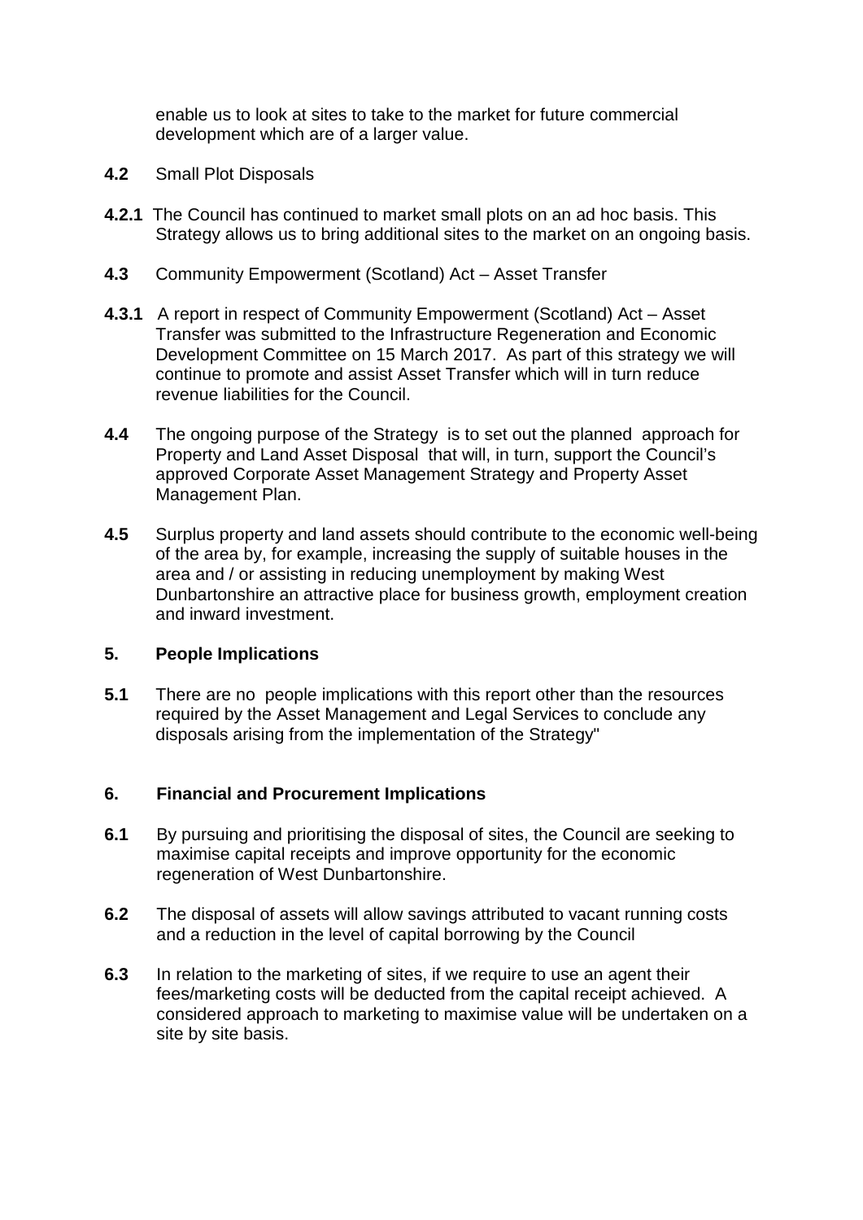enable us to look at sites to take to the market for future commercial development which are of a larger value.

**4.2** Small Plot Disposals

**4.2.1** The Council has continued to market small plots on an ad hoc basis. This Strategy allows us to bring additional sites to the market on an ongoing basis.

**4.3** Community Empowerment (Scotland) Act – Asset Transfer

**4.3.1** A report in respect of Community Empowerment (Scotland) Act – Asset Transfer was submitted to the Infrastructure Regeneration and Economic Development Committee on 15 March 2017. As part of this strategy we will continue to promote and assist Asset Transfer which will in turn reduce revenue liabilities for the Council.

**4.4** The ongoing purpose of the Strategy is to set out the planned approach for Property and Land Asset Disposal that will, in turn, support the Council's approved Corporate Asset Management Strategy and Property Asset Management Plan.

**4.5** Surplus property and land assets should contribute to the economic well-being of the area by, for example, increasing the supply of suitable houses in the area and / or assisting in reducing unemployment by making West Dunbartonshire an attractive place for business growth, employment creation and inward investment.

## 5. People Implications

**5.1** There are no people implications with this report other than the resources required by the Asset Management and Legal Services to conclude any disposals arising from the implementation of the Strategy"

## 6. Financial and Procurement Implications

**6.1** By pursuing and prioritising the disposal of sites, the Council are seeking to maximise capital receipts and improve opportunity for the economic regeneration of West Dunbartonshire.

**6.2** The disposal of assets will allow savings attributed to vacant running costs and a reduction in the level of capital borrowing by the Council

**6.3** In relation to the marketing of sites, if we require to use an agent their fees/marketing costs will be deducted from the capital receipt achieved. A considered approach to marketing to maximise value will be undertaken on a site by site basis.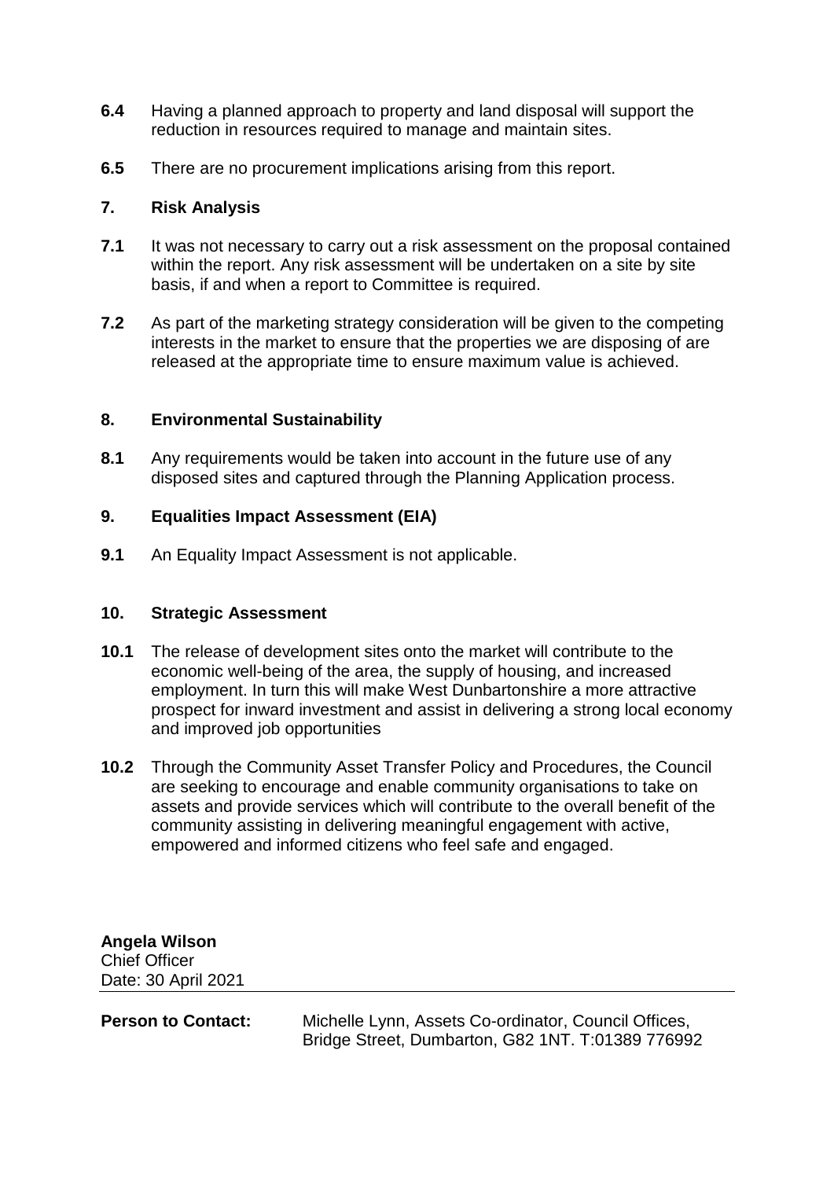**6.4** Having a planned approach to property and land disposal will support the reduction in resources required to manage and maintain sites.

**6.5** There are no procurement implications arising from this report.

## 7. Risk Analysis

**7.1** It was not necessary to carry out a risk assessment on the proposal contained within the report. Any risk assessment will be undertaken on a site by site basis, if and when a report to Committee is required.

**7.2** As part of the marketing strategy consideration will be given to the competing interests in the market to ensure that the properties we are disposing of are released at the appropriate time to ensure maximum value is achieved.

## 8. Environmental Sustainability

**8.1** Any requirements would be taken into account in the future use of any disposed sites and captured through the Planning Application process.

## 9. Equalities Impact Assessment (EIA)

**9.1** An Equality Impact Assessment is not applicable.

## 10. Strategic Assessment

**10.1** The release of development sites onto the market will contribute to the economic well-being of the area, the supply of housing, and increased employment. In turn this will make West Dunbartonshire a more attractive prospect for inward investment and assist in delivering a strong local economy and improved job opportunities

**10.2** Through the Community Asset Transfer Policy and Procedures, the Council are seeking to encourage and enable community organisations to take on assets and provide services which will contribute to the overall benefit of the community assisting in delivering meaningful engagement with active, empowered and informed citizens who feel safe and engaged.

**Angela Wilson**
Chief Officer
Date: 30 April 2021

---

**Person to Contact:** Michelle Lynn, Assets Co-ordinator, Council Offices, Bridge Street, Dumbarton, G82 1NT. T:01389 776992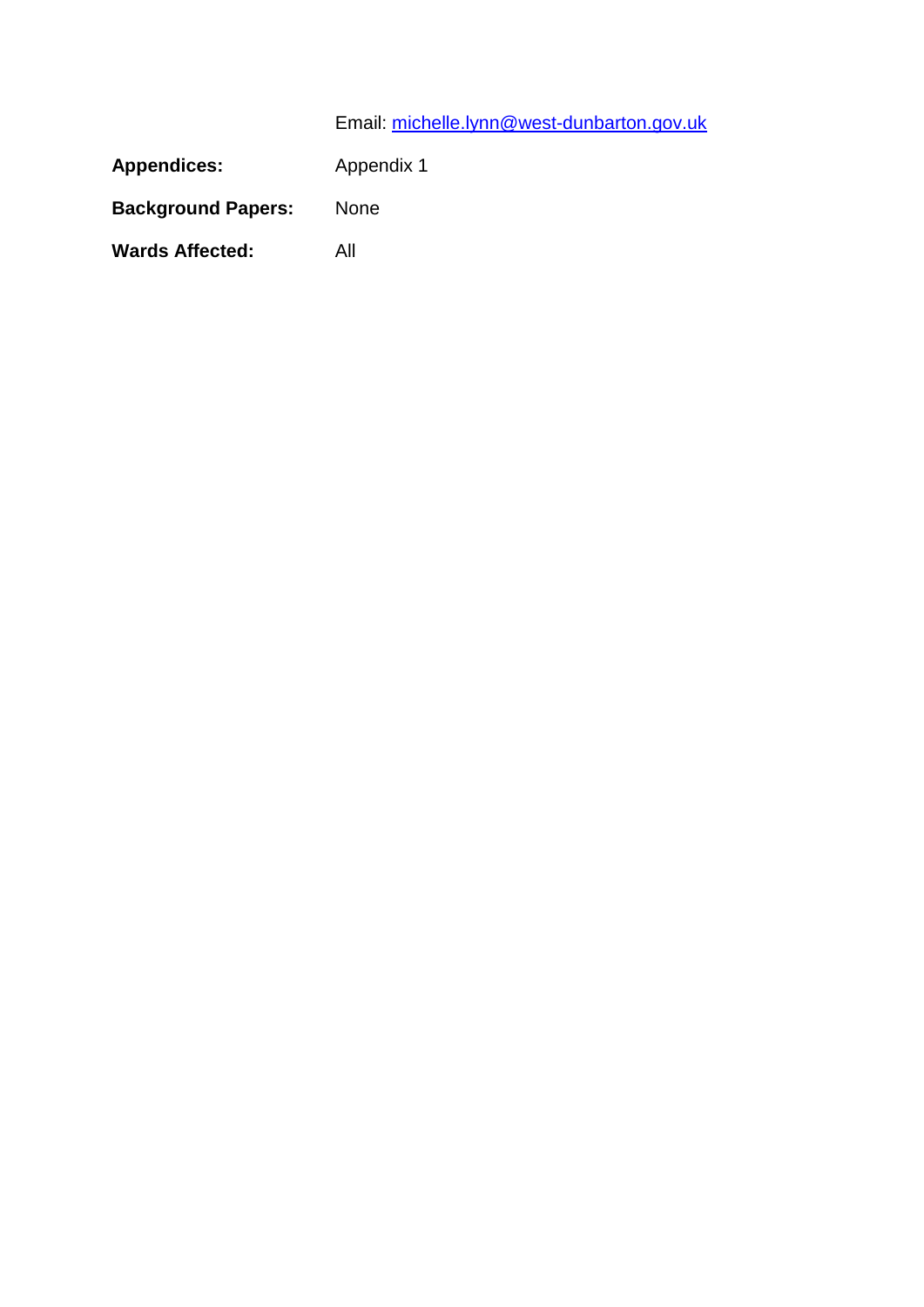Email: michelle.lynn@west-dunbarton.gov.uk

**Appendices:** Appendix 1

**Background Papers:** None

**Wards Affected:** All